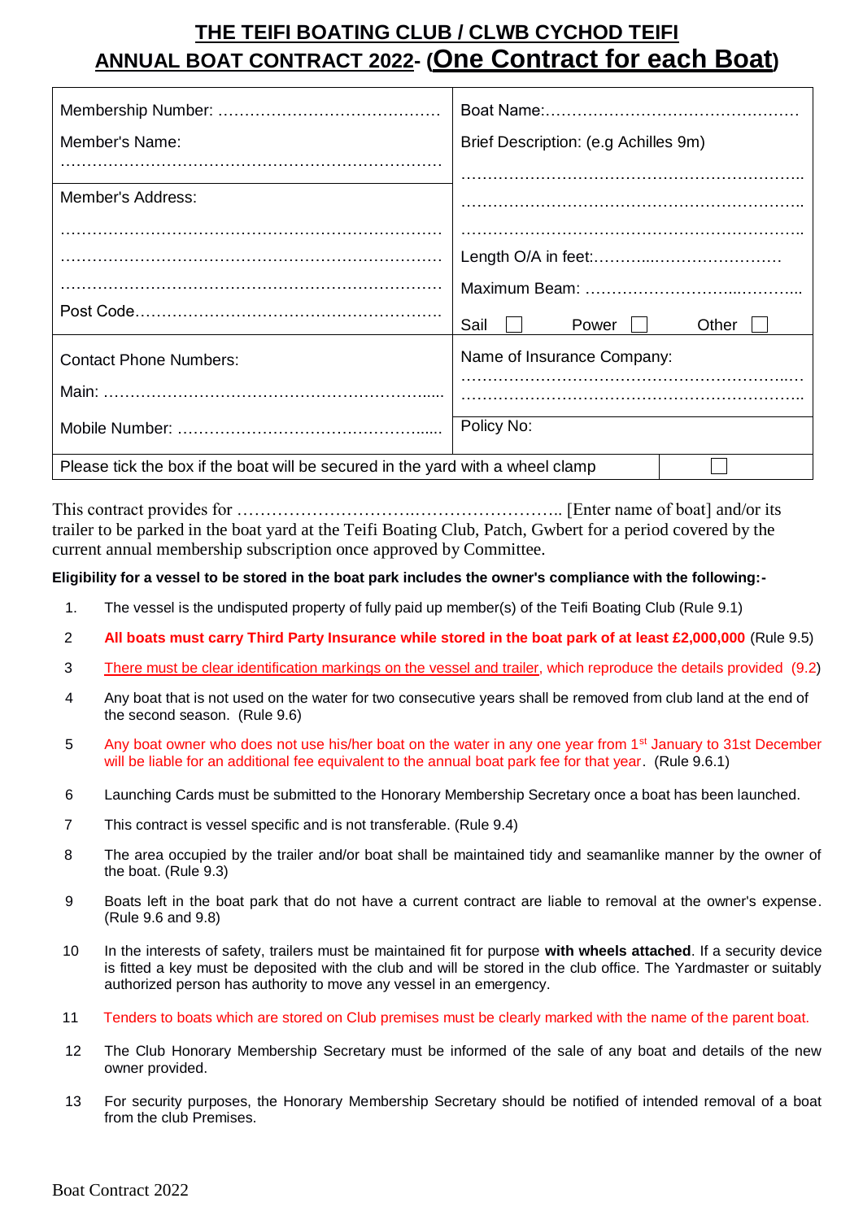# THE TEIFI BOATING CLUB / CLWB CYCHOD TEIFI

## ANNUAL BOAT CONTRACT 2022- (One Contract for each Boat)

| | |
|---|---|
| Membership Number: ………………………………… | Boat Name:……………………………………… |
| Member's Name: …………………………………………………………… | Brief Description: (e.g Achilles 9m) ………………………………………………… ………………………………………………… ………………………………………………… |
| Member's Address: …………………………………………………………… …………………………………………………………… …………………………………………………………… Post Code……………………………………………… | Length O/A in feet:………………………………… Maximum Beam: ……………………………………… Sail ☐ Power ☐ Other ☐ |
| Contact Phone Numbers: Main: ……………………………………………………… Mobile Number: ………………………………………… | Name of Insurance Company: ………………………………………………… ………………………………………………… Policy No: |
| Please tick the box if the boat will be secured in the yard with a wheel clamp | ☐ |

This contract provides for …………………………………………………….. [Enter name of boat] and/or its trailer to be parked in the boat yard at the Teifi Boating Club, Patch, Gwbert for a period covered by the current annual membership subscription once approved by Committee.

**Eligibility for a vessel to be stored in the boat park includes the owner's compliance with the following:-**

1. The vessel is the undisputed property of fully paid up member(s) of the Teifi Boating Club (Rule 9.1)
2. **All boats must carry Third Party Insurance while stored in the boat park of at least £2,000,000** (Rule 9.5)
3. There must be clear identification markings on the vessel and trailer, which reproduce the details provided (9.2)
4. Any boat that is not used on the water for two consecutive years shall be removed from club land at the end of the second season. (Rule 9.6)
5. Any boat owner who does not use his/her boat on the water in any one year from 1st January to 31st December will be liable for an additional fee equivalent to the annual boat park fee for that year. (Rule 9.6.1)
6. Launching Cards must be submitted to the Honorary Membership Secretary once a boat has been launched.
7. This contract is vessel specific and is not transferable. (Rule 9.4)
8. The area occupied by the trailer and/or boat shall be maintained tidy and seamanlike manner by the owner of the boat. (Rule 9.3)
9. Boats left in the boat park that do not have a current contract are liable to removal at the owner's expense. (Rule 9.6 and 9.8)
10. In the interests of safety, trailers must be maintained fit for purpose **with wheels attached**. If a security device is fitted a key must be deposited with the club and will be stored in the club office. The Yardmaster or suitably authorized person has authority to move any vessel in an emergency.
11. Tenders to boats which are stored on Club premises must be clearly marked with the name of the parent boat.
12. The Club Honorary Membership Secretary must be informed of the sale of any boat and details of the new owner provided.
13. For security purposes, the Honorary Membership Secretary should be notified of intended removal of a boat from the club Premises.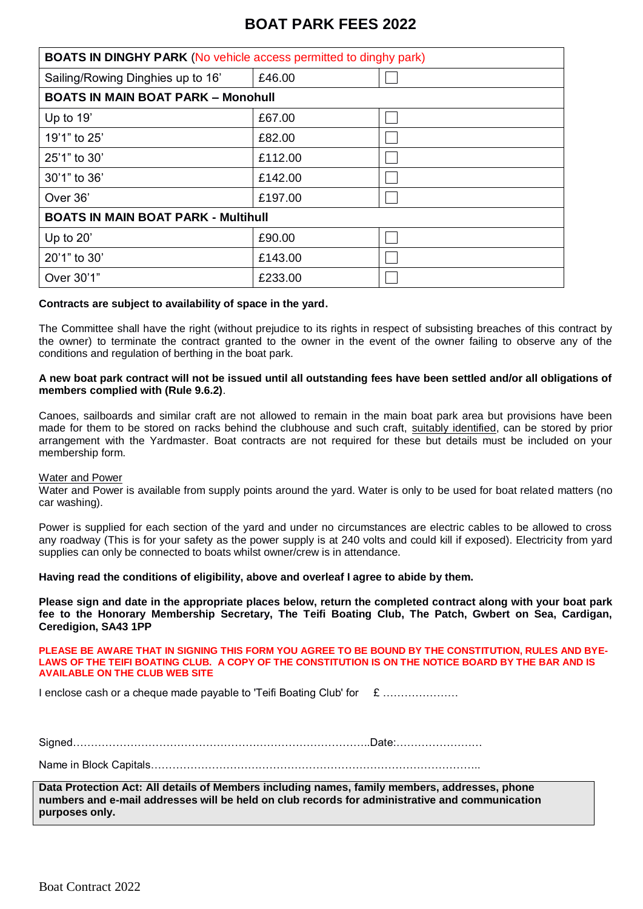# BOAT PARK FEES 2022

| | | |
|---|---|---|
| **BOATS IN DINGHY PARK** (No vehicle access permitted to dinghy park) | | |
| Sailing/Rowing Dinghies up to 16' | £46.00 | ☐ |
| **BOATS IN MAIN BOAT PARK – Monohull** | | |
| Up to 19' | £67.00 | ☐ |
| 19'1" to 25' | £82.00 | ☐ |
| 25'1" to 30' | £112.00 | ☐ |
| 30'1" to 36' | £142.00 | ☐ |
| Over 36' | £197.00 | ☐ |
| **BOATS IN MAIN BOAT PARK - Multihull** | | |
| Up to 20' | £90.00 | ☐ |
| 20'1" to 30' | £143.00 | ☐ |
| Over 30'1" | £233.00 | ☐ |

**Contracts are subject to availability of space in the yard.**

The Committee shall have the right (without prejudice to its rights in respect of subsisting breaches of this contract by the owner) to terminate the contract granted to the owner in the event of the owner failing to observe any of the conditions and regulation of berthing in the boat park.

**A new boat park contract will not be issued until all outstanding fees have been settled and/or all obligations of members complied with (Rule 9.6.2)**.

Canoes, sailboards and similar craft are not allowed to remain in the main boat park area but provisions have been made for them to be stored on racks behind the clubhouse and such craft, suitably identified, can be stored by prior arrangement with the Yardmaster. Boat contracts are not required for these but details must be included on your membership form.

Water and Power

Water and Power is available from supply points around the yard. Water is only to be used for boat related matters (no car washing).

Power is supplied for each section of the yard and under no circumstances are electric cables to be allowed to cross any roadway (This is for your safety as the power supply is at 240 volts and could kill if exposed). Electricity from yard supplies can only be connected to boats whilst owner/crew is in attendance.

**Having read the conditions of eligibility, above and overleaf I agree to abide by them.**

**Please sign and date in the appropriate places below, return the completed contract along with your boat park fee to the Honorary Membership Secretary, The Teifi Boating Club, The Patch, Gwbert on Sea, Cardigan, Ceredigion, SA43 1PP**

**PLEASE BE AWARE THAT IN SIGNING THIS FORM YOU AGREE TO BE BOUND BY THE CONSTITUTION, RULES AND BYE-LAWS OF THE TEIFI BOATING CLUB. A COPY OF THE CONSTITUTION IS ON THE NOTICE BOARD BY THE BAR AND IS AVAILABLE ON THE CLUB WEB SITE**

I enclose cash or a cheque made payable to 'Teifi Boating Club' for £ …………………

Signed……………………………………………………………………….Date:……………………

Name in Block Capitals……………………………………………………………………………..

**Data Protection Act: All details of Members including names, family members, addresses, phone numbers and e-mail addresses will be held on club records for administrative and communication purposes only.**

Boat Contract 2022